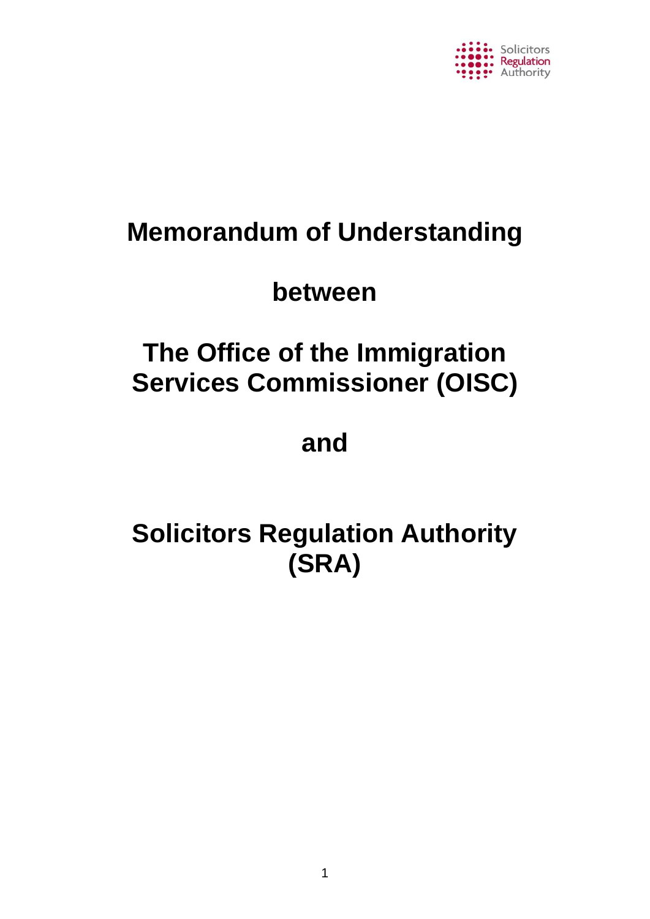# Memorandum of Understanding

# between

# The Office of the Immigration Services Commissioner (OISC)

# and

# Solicitors Regulation Authority (SRA)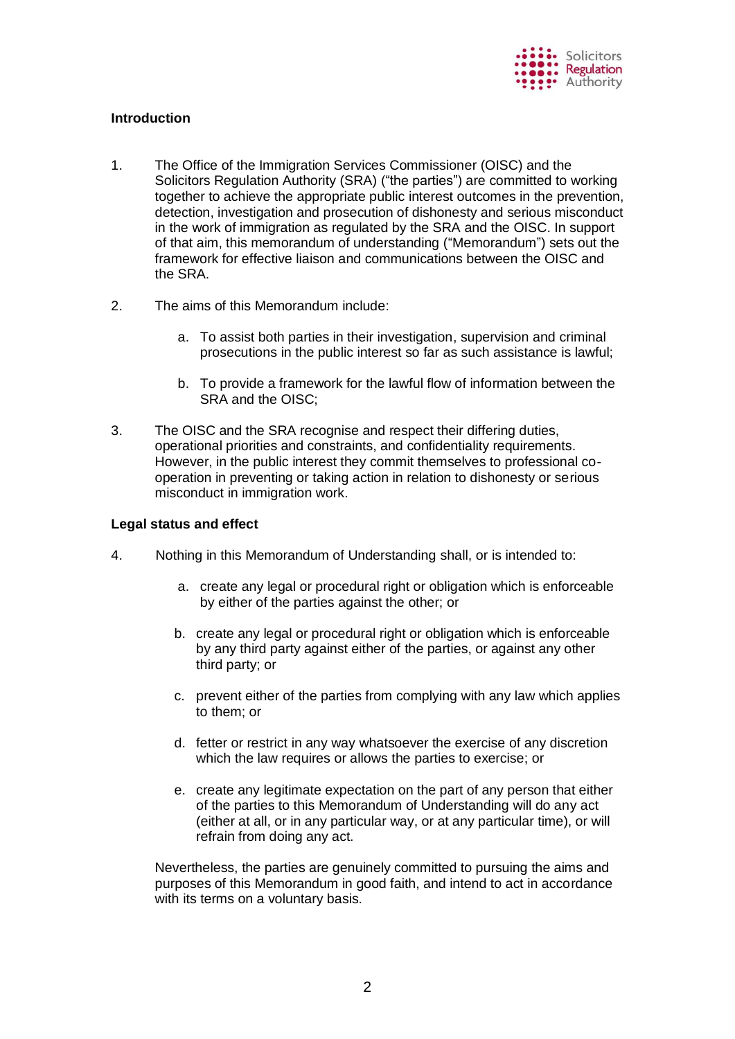## Introduction

1. The Office of the Immigration Services Commissioner (OISC) and the Solicitors Regulation Authority (SRA) ("the parties") are committed to working together to achieve the appropriate public interest outcomes in the prevention, detection, investigation and prosecution of dishonesty and serious misconduct in the work of immigration as regulated by the SRA and the OISC. In support of that aim, this memorandum of understanding ("Memorandum") sets out the framework for effective liaison and communications between the OISC and the SRA.

2. The aims of this Memorandum include:

   a. To assist both parties in their investigation, supervision and criminal prosecutions in the public interest so far as such assistance is lawful;

   b. To provide a framework for the lawful flow of information between the SRA and the OISC;

3. The OISC and the SRA recognise and respect their differing duties, operational priorities and constraints, and confidentiality requirements. However, in the public interest they commit themselves to professional co-operation in preventing or taking action in relation to dishonesty or serious misconduct in immigration work.

## Legal status and effect

4. Nothing in this Memorandum of Understanding shall, or is intended to:

   a. create any legal or procedural right or obligation which is enforceable by either of the parties against the other; or

   b. create any legal or procedural right or obligation which is enforceable by any third party against either of the parties, or against any other third party; or

   c. prevent either of the parties from complying with any law which applies to them; or

   d. fetter or restrict in any way whatsoever the exercise of any discretion which the law requires or allows the parties to exercise; or

   e. create any legitimate expectation on the part of any person that either of the parties to this Memorandum of Understanding will do any act (either at all, or in any particular way, or at any particular time), or will refrain from doing any act.

   Nevertheless, the parties are genuinely committed to pursuing the aims and purposes of this Memorandum in good faith, and intend to act in accordance with its terms on a voluntary basis.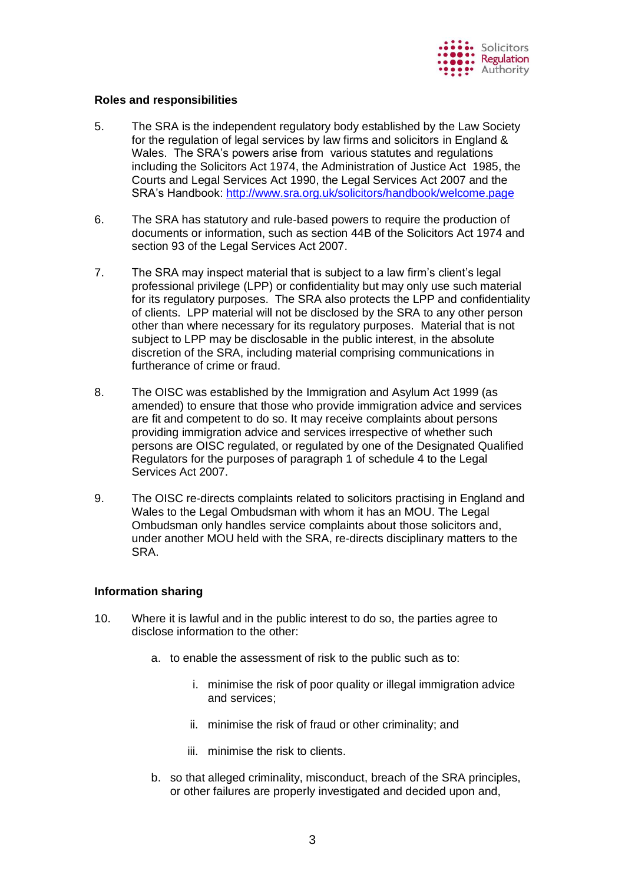### Roles and responsibilities

5. The SRA is the independent regulatory body established by the Law Society for the regulation of legal services by law firms and solicitors in England & Wales. The SRA's powers arise from various statutes and regulations including the Solicitors Act 1974, the Administration of Justice Act 1985, the Courts and Legal Services Act 1990, the Legal Services Act 2007 and the SRA's Handbook: [http://www.sra.org.uk/solicitors/handbook/welcome.page](http://www.sra.org.uk/solicitors/handbook/welcome.page)

6. The SRA has statutory and rule-based powers to require the production of documents or information, such as section 44B of the Solicitors Act 1974 and section 93 of the Legal Services Act 2007.

7. The SRA may inspect material that is subject to a law firm's client's legal professional privilege (LPP) or confidentiality but may only use such material for its regulatory purposes. The SRA also protects the LPP and confidentiality of clients. LPP material will not be disclosed by the SRA to any other person other than where necessary for its regulatory purposes. Material that is not subject to LPP may be disclosable in the public interest, in the absolute discretion of the SRA, including material comprising communications in furtherance of crime or fraud.

8. The OISC was established by the Immigration and Asylum Act 1999 (as amended) to ensure that those who provide immigration advice and services are fit and competent to do so. It may receive complaints about persons providing immigration advice and services irrespective of whether such persons are OISC regulated, or regulated by one of the Designated Qualified Regulators for the purposes of paragraph 1 of schedule 4 to the Legal Services Act 2007.

9. The OISC re-directs complaints related to solicitors practising in England and Wales to the Legal Ombudsman with whom it has an MOU. The Legal Ombudsman only handles service complaints about those solicitors and, under another MOU held with the SRA, re-directs disciplinary matters to the SRA.

### Information sharing

10. Where it is lawful and in the public interest to do so, the parties agree to disclose information to the other:

    a. to enable the assessment of risk to the public such as to:

        i. minimise the risk of poor quality or illegal immigration advice and services;

        ii. minimise the risk of fraud or other criminality; and

        iii. minimise the risk to clients.

    b. so that alleged criminality, misconduct, breach of the SRA principles, or other failures are properly investigated and decided upon and,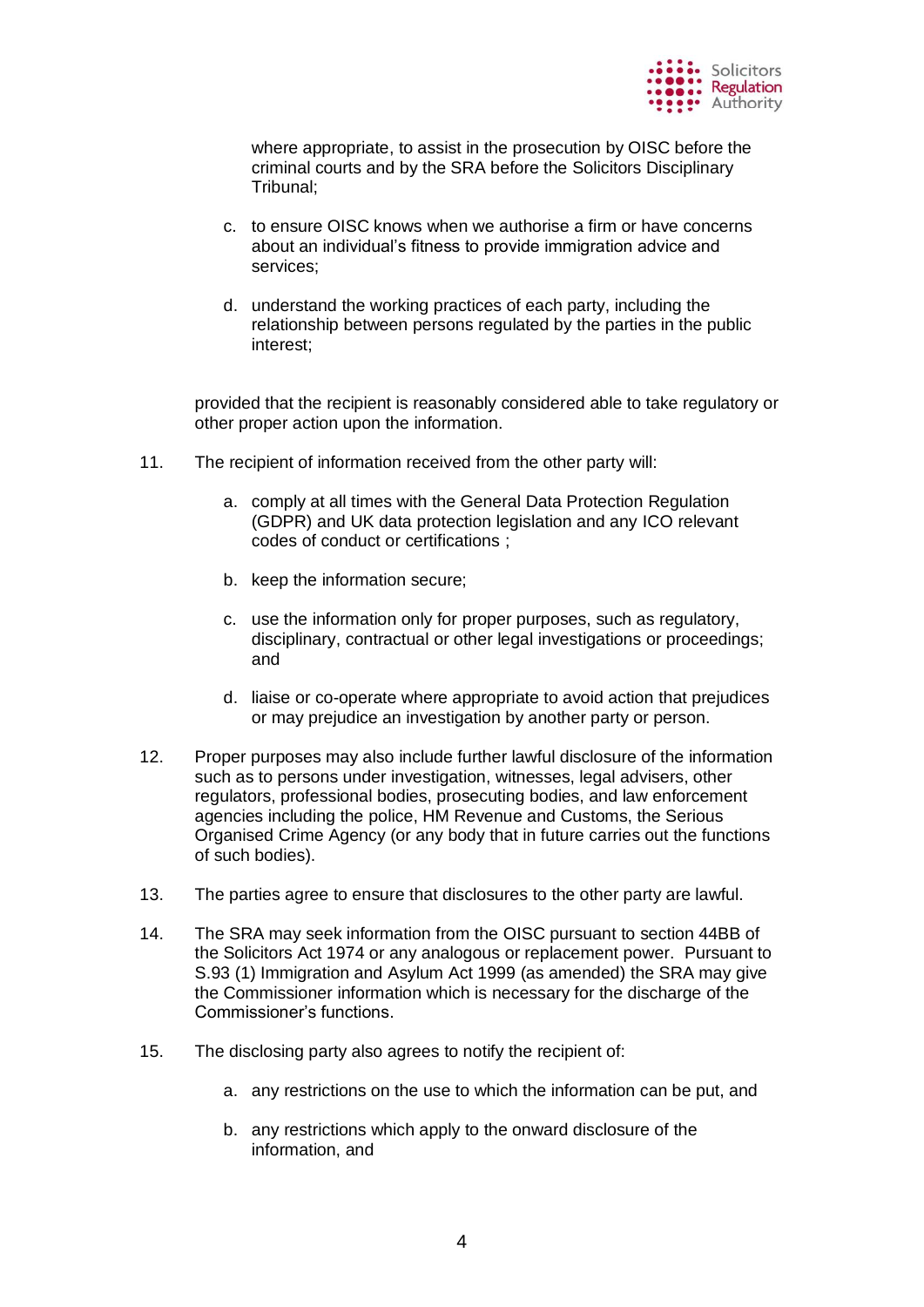where appropriate, to assist in the prosecution by OISC before the criminal courts and by the SRA before the Solicitors Disciplinary Tribunal;

c. to ensure OISC knows when we authorise a firm or have concerns about an individual's fitness to provide immigration advice and services;

d. understand the working practices of each party, including the relationship between persons regulated by the parties in the public interest;

provided that the recipient is reasonably considered able to take regulatory or other proper action upon the information.

11. The recipient of information received from the other party will:

    a. comply at all times with the General Data Protection Regulation (GDPR) and UK data protection legislation and any ICO relevant codes of conduct or certifications ;

    b. keep the information secure;

    c. use the information only for proper purposes, such as regulatory, disciplinary, contractual or other legal investigations or proceedings; and

    d. liaise or co-operate where appropriate to avoid action that prejudices or may prejudice an investigation by another party or person.

12. Proper purposes may also include further lawful disclosure of the information such as to persons under investigation, witnesses, legal advisers, other regulators, professional bodies, prosecuting bodies, and law enforcement agencies including the police, HM Revenue and Customs, the Serious Organised Crime Agency (or any body that in future carries out the functions of such bodies).

13. The parties agree to ensure that disclosures to the other party are lawful.

14. The SRA may seek information from the OISC pursuant to section 44BB of the Solicitors Act 1974 or any analogous or replacement power. Pursuant to S.93 (1) Immigration and Asylum Act 1999 (as amended) the SRA may give the Commissioner information which is necessary for the discharge of the Commissioner's functions.

15. The disclosing party also agrees to notify the recipient of:

    a. any restrictions on the use to which the information can be put, and

    b. any restrictions which apply to the onward disclosure of the information, and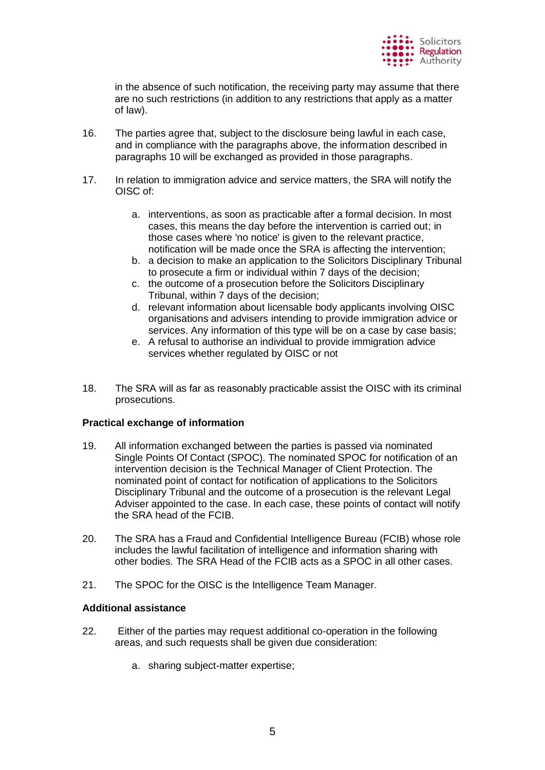in the absence of such notification, the receiving party may assume that there are no such restrictions (in addition to any restrictions that apply as a matter of law).

16. The parties agree that, subject to the disclosure being lawful in each case, and in compliance with the paragraphs above, the information described in paragraphs 10 will be exchanged as provided in those paragraphs.

17. In relation to immigration advice and service matters, the SRA will notify the OISC of:

    a. interventions, as soon as practicable after a formal decision. In most cases, this means the day before the intervention is carried out; in those cases where 'no notice' is given to the relevant practice, notification will be made once the SRA is affecting the intervention;
    b. a decision to make an application to the Solicitors Disciplinary Tribunal to prosecute a firm or individual within 7 days of the decision;
    c. the outcome of a prosecution before the Solicitors Disciplinary Tribunal, within 7 days of the decision;
    d. relevant information about licensable body applicants involving OISC organisations and advisers intending to provide immigration advice or services. Any information of this type will be on a case by case basis;
    e. A refusal to authorise an individual to provide immigration advice services whether regulated by OISC or not

18. The SRA will as far as reasonably practicable assist the OISC with its criminal prosecutions.

**Practical exchange of information**

19. All information exchanged between the parties is passed via nominated Single Points Of Contact (SPOC). The nominated SPOC for notification of an intervention decision is the Technical Manager of Client Protection. The nominated point of contact for notification of applications to the Solicitors Disciplinary Tribunal and the outcome of a prosecution is the relevant Legal Adviser appointed to the case. In each case, these points of contact will notify the SRA head of the FCIB.

20. The SRA has a Fraud and Confidential Intelligence Bureau (FCIB) whose role includes the lawful facilitation of intelligence and information sharing with other bodies. The SRA Head of the FCIB acts as a SPOC in all other cases.

21. The SPOC for the OISC is the Intelligence Team Manager.

**Additional assistance**

22. Either of the parties may request additional co-operation in the following areas, and such requests shall be given due consideration:

    a. sharing subject-matter expertise;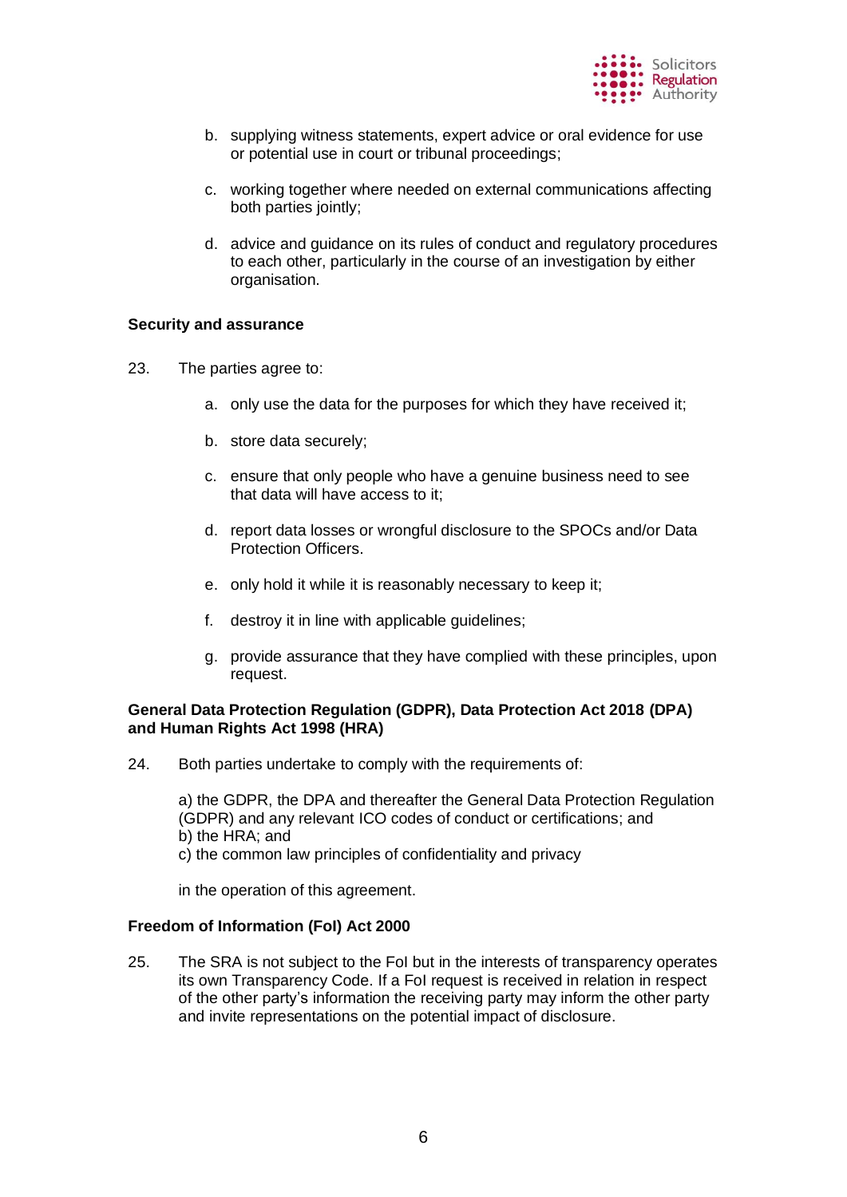b. supplying witness statements, expert advice or oral evidence for use or potential use in court or tribunal proceedings;

c. working together where needed on external communications affecting both parties jointly;

d. advice and guidance on its rules of conduct and regulatory procedures to each other, particularly in the course of an investigation by either organisation.

**Security and assurance**

23. The parties agree to:

a. only use the data for the purposes for which they have received it;

b. store data securely;

c. ensure that only people who have a genuine business need to see that data will have access to it;

d. report data losses or wrongful disclosure to the SPOCs and/or Data Protection Officers.

e. only hold it while it is reasonably necessary to keep it;

f. destroy it in line with applicable guidelines;

g. provide assurance that they have complied with these principles, upon request.

**General Data Protection Regulation (GDPR), Data Protection Act 2018 (DPA) and Human Rights Act 1998 (HRA)**

24. Both parties undertake to comply with the requirements of:

a) the GDPR, the DPA and thereafter the General Data Protection Regulation (GDPR) and any relevant ICO codes of conduct or certifications; and
b) the HRA; and
c) the common law principles of confidentiality and privacy

in the operation of this agreement.

**Freedom of Information (FoI) Act 2000**

25. The SRA is not subject to the FoI but in the interests of transparency operates its own Transparency Code. If a FoI request is received in relation in respect of the other party's information the receiving party may inform the other party and invite representations on the potential impact of disclosure.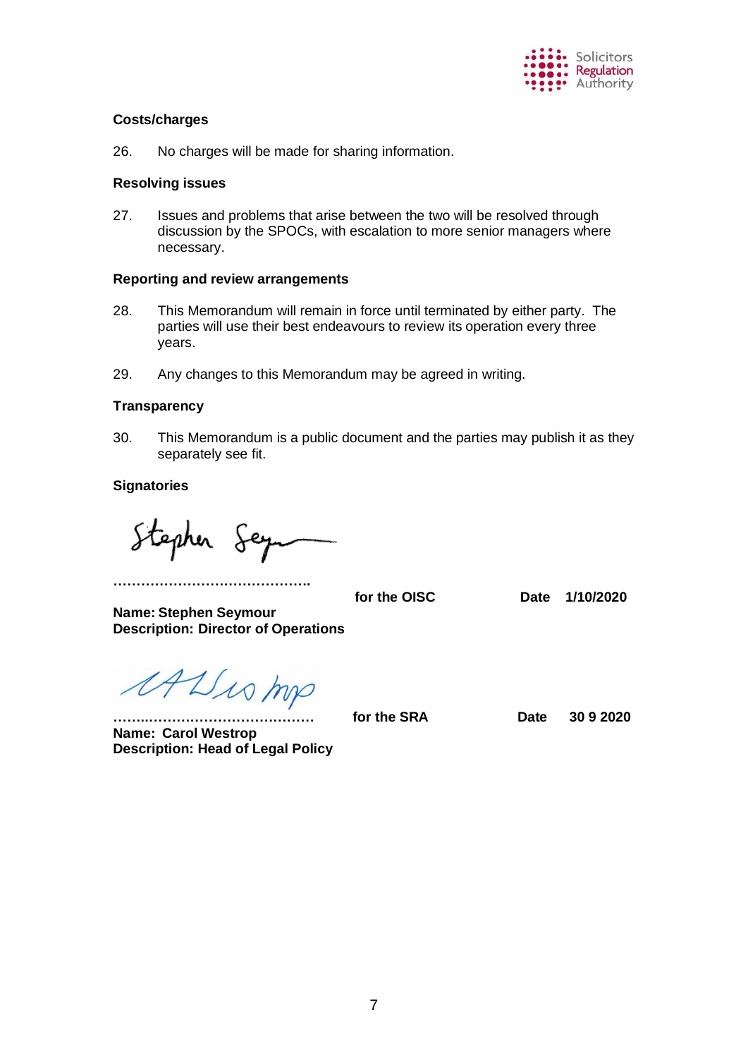### Costs/charges

26. No charges will be made for sharing information.

### Resolving issues

27. Issues and problems that arise between the two will be resolved through discussion by the SPOCs, with escalation to more senior managers where necessary.

### Reporting and review arrangements

28. This Memorandum will remain in force until terminated by either party. The parties will use their best endeavours to review its operation every three years.

29. Any changes to this Memorandum may be agreed in writing.

### Transparency

30. This Memorandum is a public document and the parties may publish it as they separately see fit.

### Signatories

……………………………………. **for the OISC** **Date 1/10/2020**

**Name: Stephen Seymour**
**Description: Director of Operations**

……………………………………… **for the SRA** **Date 30 9 2020**

**Name: Carol Westrop**
**Description: Head of Legal Policy**